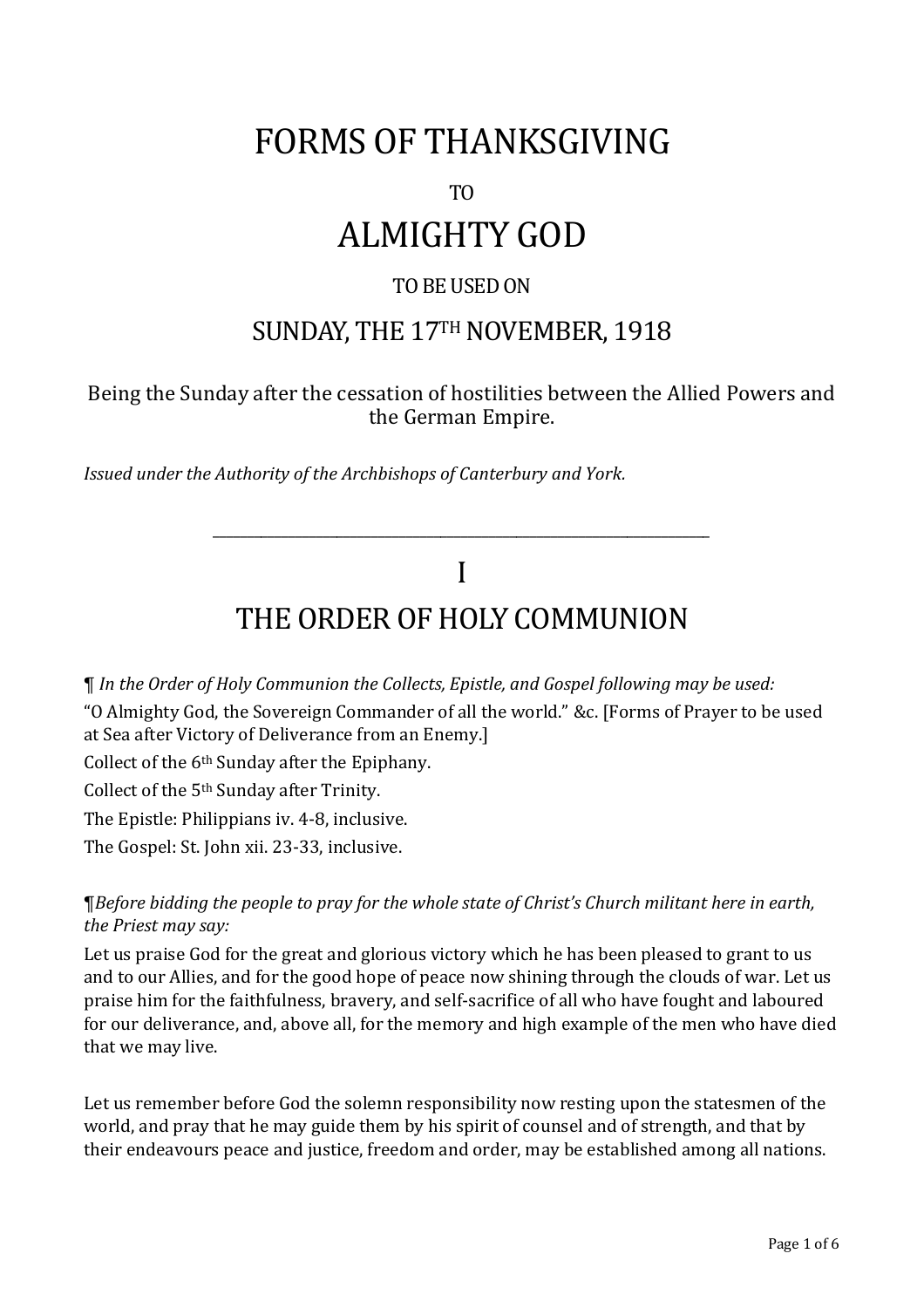# FORMS OF THANKSGIVING

TO

# ALMIGHTY GOD

TO BE USED ON

## SUNDAY, THE 17TH NOVEMBER, 1918

Being the Sunday after the cessation of hostilities between the Allied Powers and the German Empire.

*Issued under the Authority of the Archbishops of Canterbury and York.*

---

# I

# THE ORDER OF HOLY COMMUNION

¶ *In the Order of Holy Communion the Collects, Epistle, and Gospel following may be used:*

"O Almighty God, the Sovereign Commander of all the world." &c. [Forms of Prayer to be used at Sea after Victory of Deliverance from an Enemy.]

Collect of the 6th Sunday after the Epiphany.

Collect of the 5th Sunday after Trinity.

The Epistle: Philippians iv. 4-8, inclusive.

The Gospel: St. John xii. 23-33, inclusive.

¶*Before bidding the people to pray for the whole state of Christ's Church militant here in earth, the Priest may say:*

Let us praise God for the great and glorious victory which he has been pleased to grant to us and to our Allies, and for the good hope of peace now shining through the clouds of war. Let us praise him for the faithfulness, bravery, and self-sacrifice of all who have fought and laboured for our deliverance, and, above all, for the memory and high example of the men who have died that we may live.

Let us remember before God the solemn responsibility now resting upon the statesmen of the world, and pray that he may guide them by his spirit of counsel and of strength, and that by their endeavours peace and justice, freedom and order, may be established among all nations.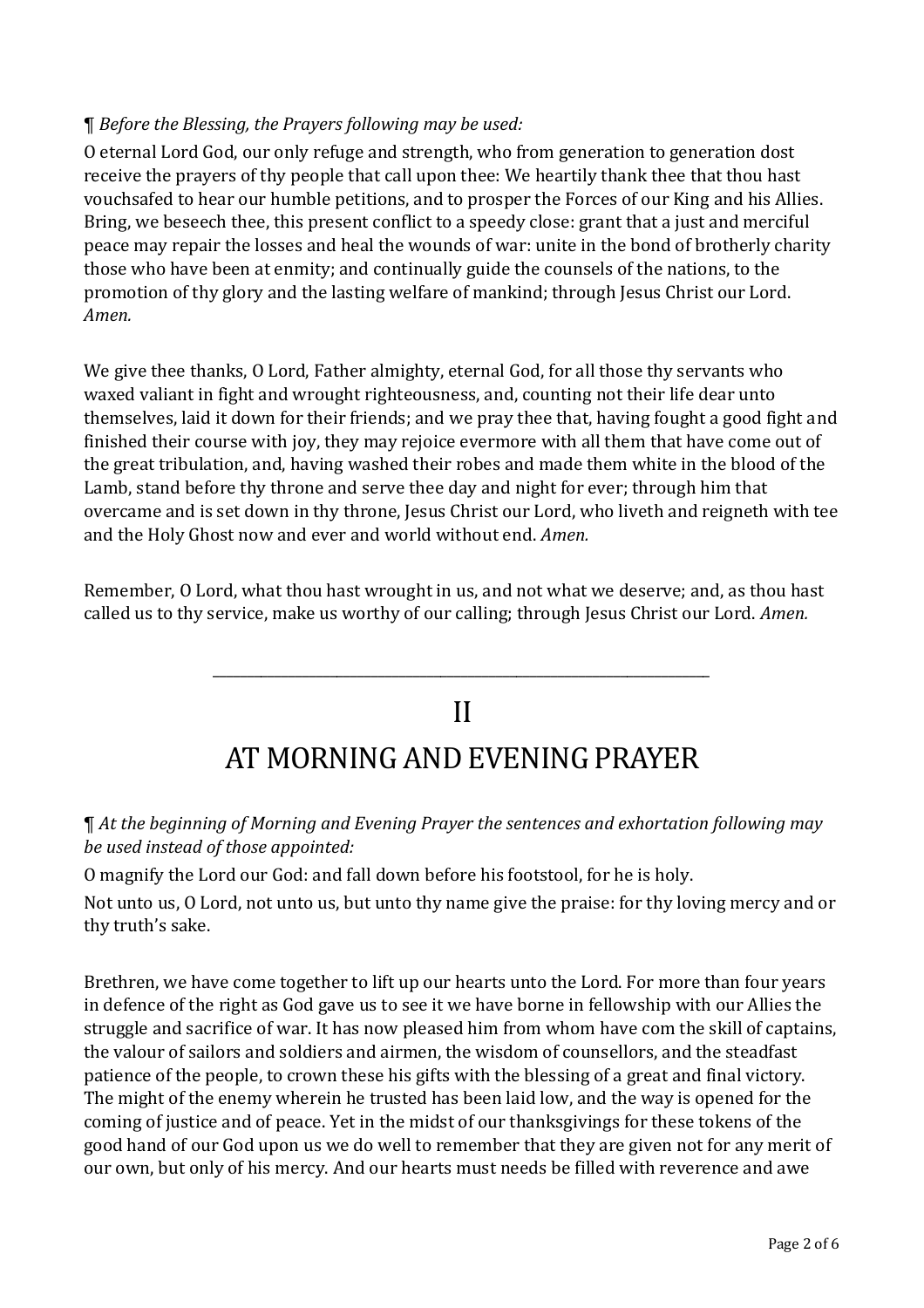¶ *Before the Blessing, the Prayers following may be used:*

O eternal Lord God, our only refuge and strength, who from generation to generation dost receive the prayers of thy people that call upon thee: We heartily thank thee that thou hast vouchsafed to hear our humble petitions, and to prosper the Forces of our King and his Allies. Bring, we beseech thee, this present conflict to a speedy close: grant that a just and merciful peace may repair the losses and heal the wounds of war: unite in the bond of brotherly charity those who have been at enmity; and continually guide the counsels of the nations, to the promotion of thy glory and the lasting welfare of mankind; through Jesus Christ our Lord. *Amen.*

We give thee thanks, O Lord, Father almighty, eternal God, for all those thy servants who waxed valiant in fight and wrought righteousness, and, counting not their life dear unto themselves, laid it down for their friends; and we pray thee that, having fought a good fight and finished their course with joy, they may rejoice evermore with all them that have come out of the great tribulation, and, having washed their robes and made them white in the blood of the Lamb, stand before thy throne and serve thee day and night for ever; through him that overcame and is set down in thy throne, Jesus Christ our Lord, who liveth and reigneth with tee and the Holy Ghost now and ever and world without end. *Amen.*

Remember, O Lord, what thou hast wrought in us, and not what we deserve; and, as thou hast called us to thy service, make us worthy of our calling; through Jesus Christ our Lord. *Amen.*

---

# II
# AT MORNING AND EVENING PRAYER

¶ *At the beginning of Morning and Evening Prayer the sentences and exhortation following may be used instead of those appointed:*

O magnify the Lord our God: and fall down before his footstool, for he is holy.

Not unto us, O Lord, not unto us, but unto thy name give the praise: for thy loving mercy and or thy truth's sake.

Brethren, we have come together to lift up our hearts unto the Lord. For more than four years in defence of the right as God gave us to see it we have borne in fellowship with our Allies the struggle and sacrifice of war. It has now pleased him from whom have com the skill of captains, the valour of sailors and soldiers and airmen, the wisdom of counsellors, and the steadfast patience of the people, to crown these his gifts with the blessing of a great and final victory. The might of the enemy wherein he trusted has been laid low, and the way is opened for the coming of justice and of peace. Yet in the midst of our thanksgivings for these tokens of the good hand of our God upon us we do well to remember that they are given not for any merit of our own, but only of his mercy. And our hearts must needs be filled with reverence and awe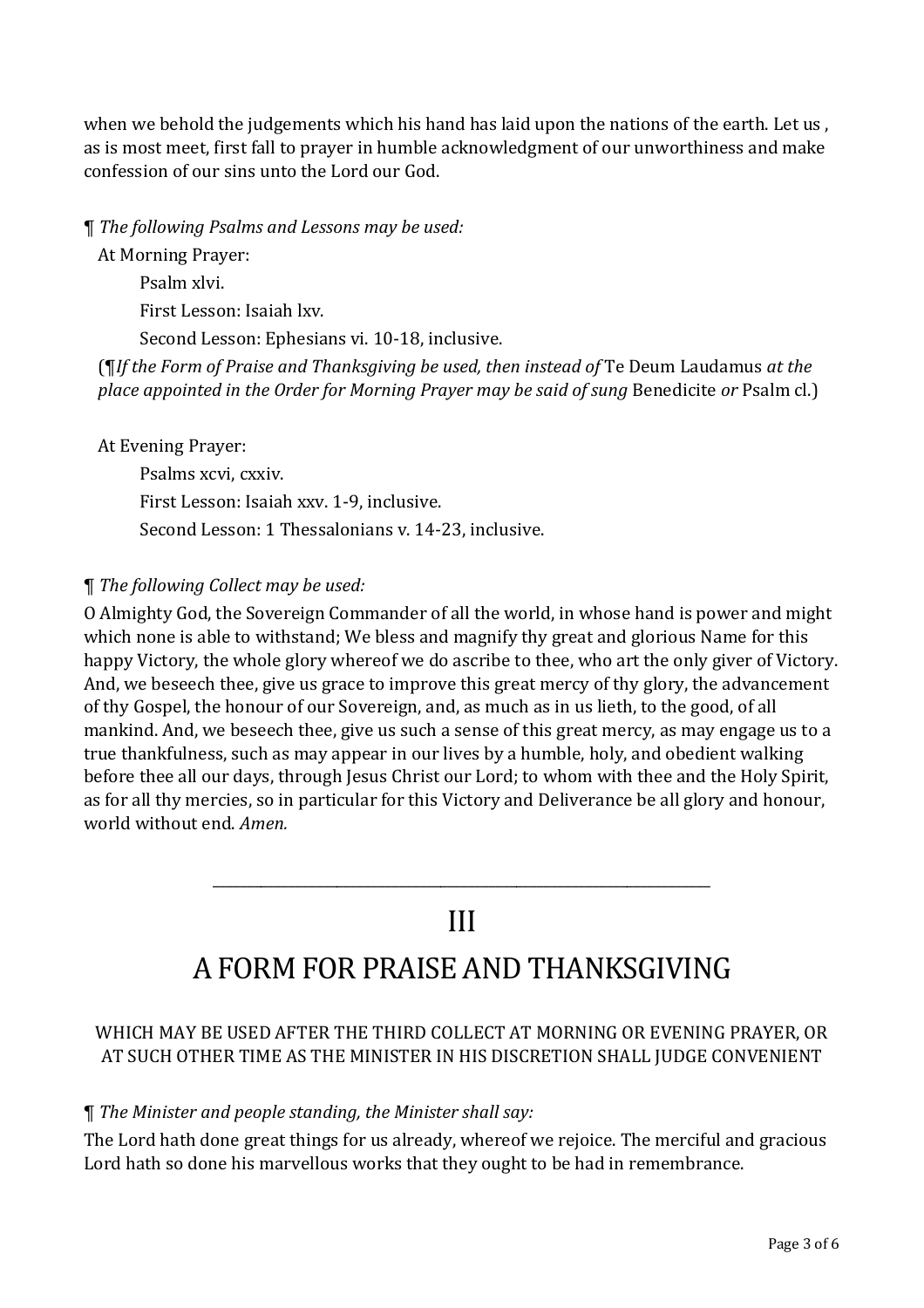when we behold the judgements which his hand has laid upon the nations of the earth. Let us , as is most meet, first fall to prayer in humble acknowledgment of our unworthiness and make confession of our sins unto the Lord our God.

¶ *The following Psalms and Lessons may be used:*

At Morning Prayer:

Psalm xlvi.

First Lesson: Isaiah lxv.

Second Lesson: Ephesians vi. 10-18, inclusive.

(¶*If the Form of Praise and Thanksgiving be used, then instead of* Te Deum Laudamus *at the place appointed in the Order for Morning Prayer may be said of sung* Benedicite *or* Psalm cl.)

At Evening Prayer:

Psalms xcvi, cxxiv.

First Lesson: Isaiah xxv. 1-9, inclusive.

Second Lesson: 1 Thessalonians v. 14-23, inclusive.

¶ *The following Collect may be used:*

O Almighty God, the Sovereign Commander of all the world, in whose hand is power and might which none is able to withstand; We bless and magnify thy great and glorious Name for this happy Victory, the whole glory whereof we do ascribe to thee, who art the only giver of Victory. And, we beseech thee, give us grace to improve this great mercy of thy glory, the advancement of thy Gospel, the honour of our Sovereign, and, as much as in us lieth, to the good, of all mankind. And, we beseech thee, give us such a sense of this great mercy, as may engage us to a true thankfulness, such as may appear in our lives by a humble, holy, and obedient walking before thee all our days, through Jesus Christ our Lord; to whom with thee and the Holy Spirit, as for all thy mercies, so in particular for this Victory and Deliverance be all glory and honour, world without end. *Amen.*

---

# III

# A FORM FOR PRAISE AND THANKSGIVING

WHICH MAY BE USED AFTER THE THIRD COLLECT AT MORNING OR EVENING PRAYER, OR AT SUCH OTHER TIME AS THE MINISTER IN HIS DISCRETION SHALL JUDGE CONVENIENT

¶ *The Minister and people standing, the Minister shall say:*

The Lord hath done great things for us already, whereof we rejoice. The merciful and gracious Lord hath so done his marvellous works that they ought to be had in remembrance.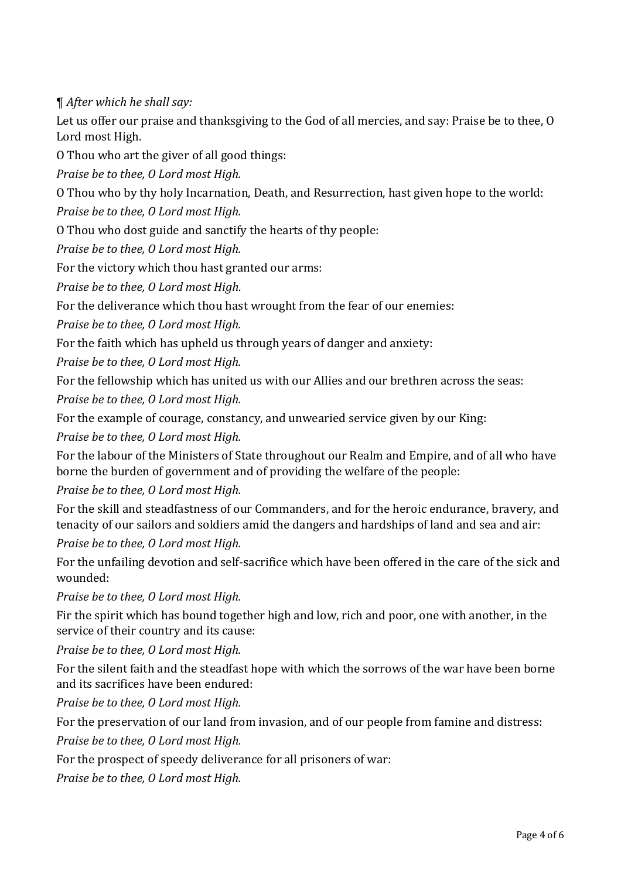¶ *After which he shall say:*

Let us offer our praise and thanksgiving to the God of all mercies, and say: Praise be to thee, O Lord most High.

O Thou who art the giver of all good things:

*Praise be to thee, O Lord most High.*

O Thou who by thy holy Incarnation, Death, and Resurrection, hast given hope to the world:

*Praise be to thee, O Lord most High.*

O Thou who dost guide and sanctify the hearts of thy people:

*Praise be to thee, O Lord most High.*

For the victory which thou hast granted our arms:

*Praise be to thee, O Lord most High.*

For the deliverance which thou hast wrought from the fear of our enemies:

*Praise be to thee, O Lord most High.*

For the faith which has upheld us through years of danger and anxiety:

*Praise be to thee, O Lord most High.*

For the fellowship which has united us with our Allies and our brethren across the seas:

*Praise be to thee, O Lord most High.*

For the example of courage, constancy, and unwearied service given by our King:

*Praise be to thee, O Lord most High.*

For the labour of the Ministers of State throughout our Realm and Empire, and of all who have borne the burden of government and of providing the welfare of the people:

*Praise be to thee, O Lord most High.*

For the skill and steadfastness of our Commanders, and for the heroic endurance, bravery, and tenacity of our sailors and soldiers amid the dangers and hardships of land and sea and air:

*Praise be to thee, O Lord most High.*

For the unfailing devotion and self-sacrifice which have been offered in the care of the sick and wounded:

*Praise be to thee, O Lord most High.*

Fir the spirit which has bound together high and low, rich and poor, one with another, in the service of their country and its cause:

*Praise be to thee, O Lord most High.*

For the silent faith and the steadfast hope with which the sorrows of the war have been borne and its sacrifices have been endured:

*Praise be to thee, O Lord most High.*

For the preservation of our land from invasion, and of our people from famine and distress:

*Praise be to thee, O Lord most High.*

For the prospect of speedy deliverance for all prisoners of war:

*Praise be to thee, O Lord most High.*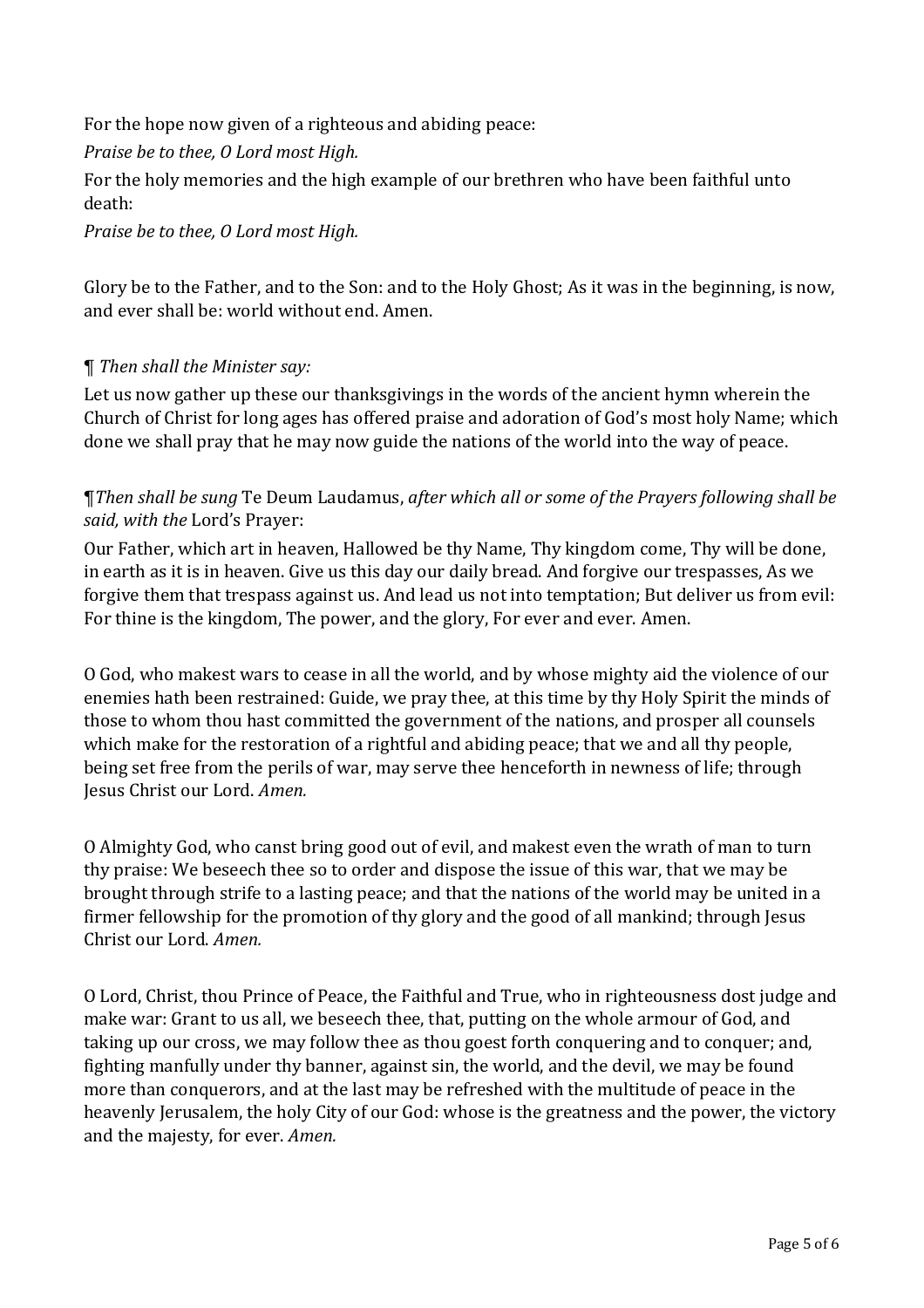For the hope now given of a righteous and abiding peace:

*Praise be to thee, O Lord most High.*

For the holy memories and the high example of our brethren who have been faithful unto death:

*Praise be to thee, O Lord most High.*

Glory be to the Father, and to the Son: and to the Holy Ghost; As it was in the beginning, is now, and ever shall be: world without end. Amen.

¶ *Then shall the Minister say:*

Let us now gather up these our thanksgivings in the words of the ancient hymn wherein the Church of Christ for long ages has offered praise and adoration of God's most holy Name; which done we shall pray that he may now guide the nations of the world into the way of peace.

¶*Then shall be sung* Te Deum Laudamus, *after which all or some of the Prayers following shall be said, with the* Lord's Prayer:

Our Father, which art in heaven, Hallowed be thy Name, Thy kingdom come, Thy will be done, in earth as it is in heaven. Give us this day our daily bread. And forgive our trespasses, As we forgive them that trespass against us. And lead us not into temptation; But deliver us from evil: For thine is the kingdom, The power, and the glory, For ever and ever. Amen.

O God, who makest wars to cease in all the world, and by whose mighty aid the violence of our enemies hath been restrained: Guide, we pray thee, at this time by thy Holy Spirit the minds of those to whom thou hast committed the government of the nations, and prosper all counsels which make for the restoration of a rightful and abiding peace; that we and all thy people, being set free from the perils of war, may serve thee henceforth in newness of life; through Jesus Christ our Lord. *Amen.*

O Almighty God, who canst bring good out of evil, and makest even the wrath of man to turn thy praise: We beseech thee so to order and dispose the issue of this war, that we may be brought through strife to a lasting peace; and that the nations of the world may be united in a firmer fellowship for the promotion of thy glory and the good of all mankind; through Jesus Christ our Lord. *Amen.*

O Lord, Christ, thou Prince of Peace, the Faithful and True, who in righteousness dost judge and make war: Grant to us all, we beseech thee, that, putting on the whole armour of God, and taking up our cross, we may follow thee as thou goest forth conquering and to conquer; and, fighting manfully under thy banner, against sin, the world, and the devil, we may be found more than conquerors, and at the last may be refreshed with the multitude of peace in the heavenly Jerusalem, the holy City of our God: whose is the greatness and the power, the victory and the majesty, for ever. *Amen.*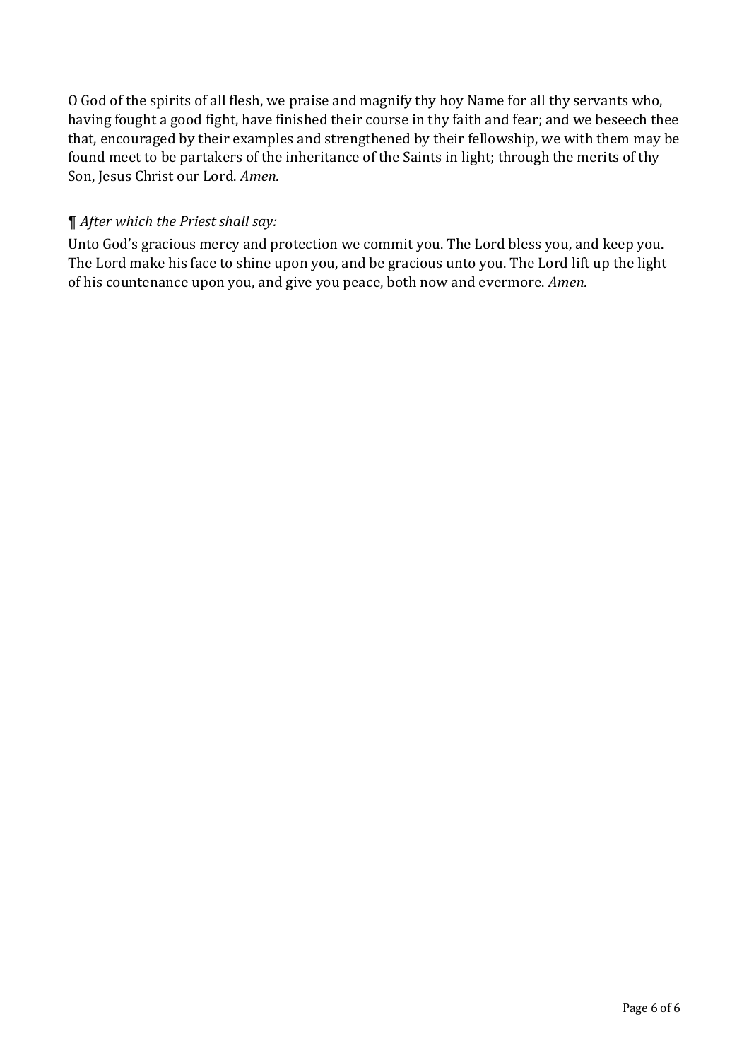O God of the spirits of all flesh, we praise and magnify thy hoy Name for all thy servants who, having fought a good fight, have finished their course in thy faith and fear; and we beseech thee that, encouraged by their examples and strengthened by their fellowship, we with them may be found meet to be partakers of the inheritance of the Saints in light; through the merits of thy Son, Jesus Christ our Lord. *Amen.*

¶ *After which the Priest shall say:*

Unto God's gracious mercy and protection we commit you. The Lord bless you, and keep you. The Lord make his face to shine upon you, and be gracious unto you. The Lord lift up the light of his countenance upon you, and give you peace, both now and evermore. *Amen.*